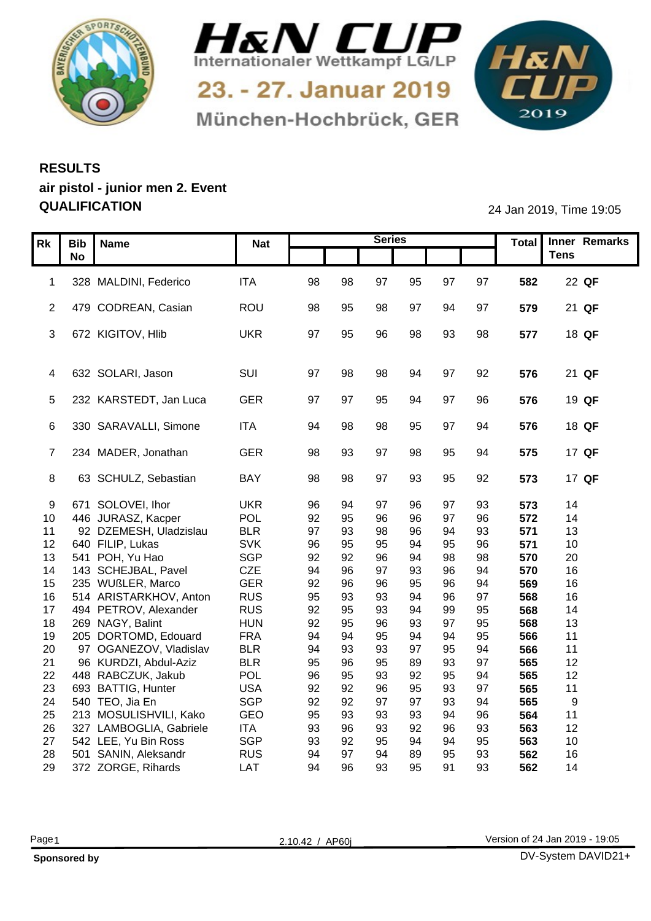# H&N CUP

Internationaler Wettkampf LG/LP

23. - 27. Januar 2019

München-Hochbrück, GER

## RESULTS

### air pistol - junior men 2. Event

### QUALIFICATION

24 Jan 2019, Time 19:05

| Rk | Bib No | Name | Nat | Series | | | | | | Total | Inner Tens | Remarks |
|---|---|---|---|---|---|---|---|---|---|---|---|---|
| 1 | 328 | MALDINI, Federico | ITA | 98 | 98 | 97 | 95 | 97 | 97 | **582** | 22 | **QF** |
| 2 | 479 | CODREAN, Casian | ROU | 98 | 95 | 98 | 97 | 94 | 97 | **579** | 21 | **QF** |
| 3 | 672 | KIGITOV, Hlib | UKR | 97 | 95 | 96 | 98 | 93 | 98 | **577** | 18 | **QF** |
| 4 | 632 | SOLARI, Jason | SUI | 97 | 98 | 98 | 94 | 97 | 92 | **576** | 21 | **QF** |
| 5 | 232 | KARSTEDT, Jan Luca | GER | 97 | 97 | 95 | 94 | 97 | 96 | **576** | 19 | **QF** |
| 6 | 330 | SARAVALLI, Simone | ITA | 94 | 98 | 98 | 95 | 97 | 94 | **576** | 18 | **QF** |
| 7 | 234 | MADER, Jonathan | GER | 98 | 93 | 97 | 98 | 95 | 94 | **575** | 17 | **QF** |
| 8 | 63 | SCHULZ, Sebastian | BAY | 98 | 98 | 97 | 93 | 95 | 92 | **573** | 17 | **QF** |
| 9 | 671 | SOLOVEI, Ihor | UKR | 96 | 94 | 97 | 96 | 97 | 93 | **573** | 14 | |
| 10 | 446 | JURASZ, Kacper | POL | 92 | 95 | 96 | 96 | 97 | 96 | **572** | 14 | |
| 11 | 92 | DZEMESH, Uladzislau | BLR | 97 | 93 | 98 | 96 | 94 | 93 | **571** | 13 | |
| 12 | 640 | FILIP, Lukas | SVK | 96 | 95 | 95 | 94 | 95 | 96 | **571** | 10 | |
| 13 | 541 | POH, Yu Hao | SGP | 92 | 92 | 96 | 94 | 98 | 98 | **570** | 20 | |
| 14 | 143 | SCHEJBAL, Pavel | CZE | 94 | 96 | 97 | 93 | 96 | 94 | **570** | 16 | |
| 15 | 235 | WUßLER, Marco | GER | 92 | 96 | 96 | 95 | 96 | 94 | **569** | 16 | |
| 16 | 514 | ARISTARKHOV, Anton | RUS | 95 | 93 | 93 | 94 | 96 | 97 | **568** | 16 | |
| 17 | 494 | PETROV, Alexander | RUS | 92 | 95 | 93 | 94 | 99 | 95 | **568** | 14 | |
| 18 | 269 | NAGY, Balint | HUN | 92 | 95 | 96 | 93 | 97 | 95 | **568** | 13 | |
| 19 | 205 | DORTOMD, Edouard | FRA | 94 | 94 | 95 | 94 | 94 | 95 | **566** | 11 | |
| 20 | 97 | OGANEZOV, Vladislav | BLR | 94 | 93 | 93 | 97 | 95 | 94 | **566** | 11 | |
| 21 | 96 | KURDZI, Abdul-Aziz | BLR | 95 | 96 | 95 | 89 | 93 | 97 | **565** | 12 | |
| 22 | 448 | RABCZUK, Jakub | POL | 96 | 95 | 93 | 92 | 95 | 94 | **565** | 12 | |
| 23 | 693 | BATTIG, Hunter | USA | 92 | 92 | 96 | 95 | 93 | 97 | **565** | 11 | |
| 24 | 540 | TEO, Jia En | SGP | 92 | 92 | 97 | 97 | 93 | 94 | **565** | 9 | |
| 25 | 213 | MOSULISHVILI, Kako | GEO | 95 | 93 | 93 | 93 | 94 | 96 | **564** | 11 | |
| 26 | 327 | LAMBOGLIA, Gabriele | ITA | 93 | 96 | 93 | 92 | 96 | 93 | **563** | 12 | |
| 27 | 542 | LEE, Yu Bin Ross | SGP | 93 | 92 | 95 | 94 | 94 | 95 | **563** | 10 | |
| 28 | 501 | SANIN, Aleksandr | RUS | 94 | 97 | 94 | 89 | 95 | 93 | **562** | 16 | |
| 29 | 372 | ZORGE, Rihards | LAT | 94 | 96 | 93 | 95 | 91 | 93 | **562** | 14 | |

2.10.42 / AP60j

Version of 24 Jan 2019 - 19:05

**Sponsored by**

DV-System DAVID21+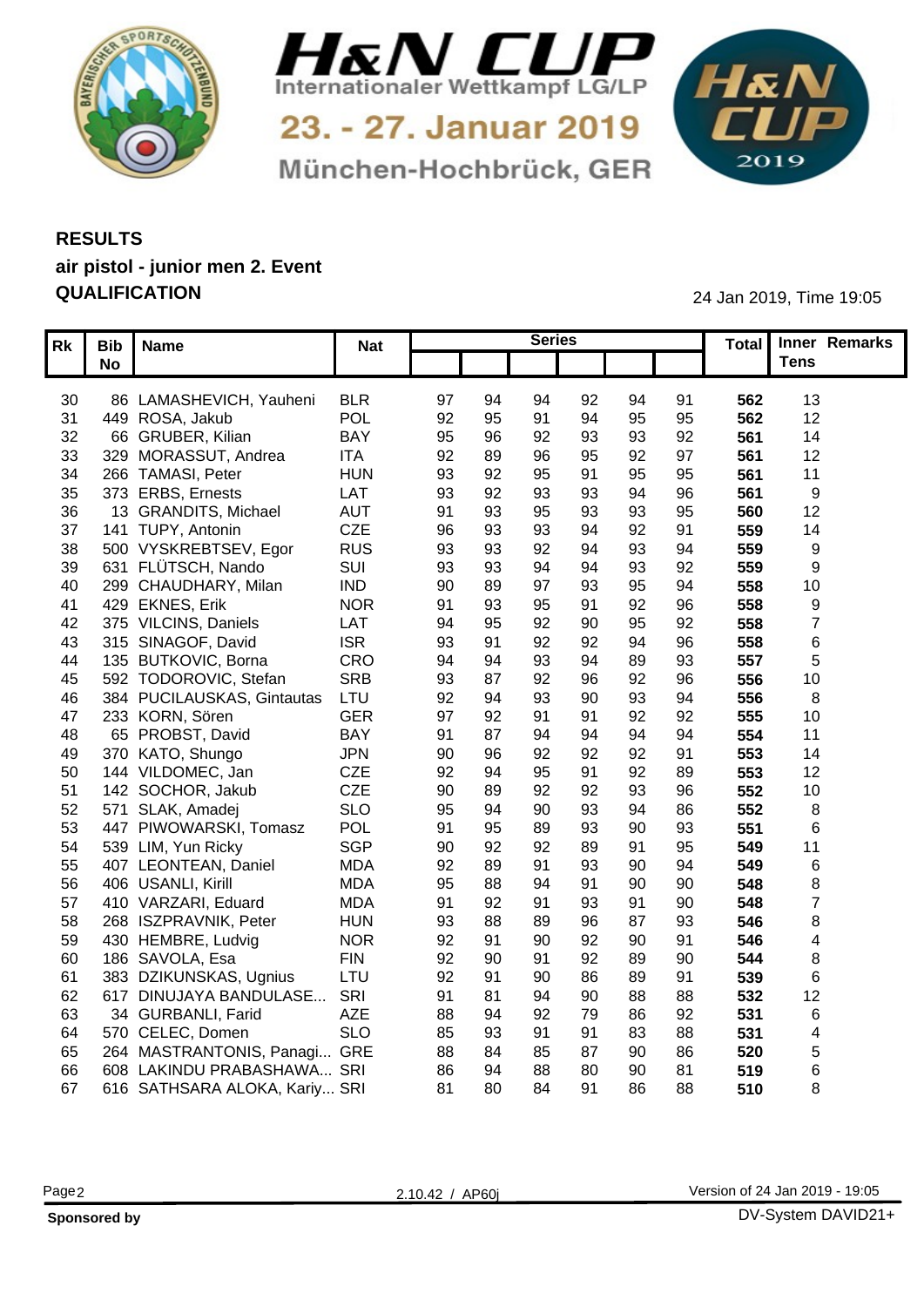# H&N CUP

Internationaler Wettkampf LG/LP

23. - 27. Januar 2019

München-Hochbrück, GER

## RESULTS

### air pistol - junior men 2. Event

### QUALIFICATION

24 Jan 2019, Time 19:05

| Rk | Bib No | Name | Nat | Series | | | | | | Total | Inner Tens | Remarks |
|---|---|---|---|---|---|---|---|---|---|---|---|---|
| 30 | 86 | LAMASHEVICH, Yauheni | BLR | 97 | 94 | 94 | 92 | 94 | 91 | **562** | 13 | |
| 31 | 449 | ROSA, Jakub | POL | 92 | 95 | 91 | 94 | 95 | 95 | **562** | 12 | |
| 32 | 66 | GRUBER, Kilian | BAY | 95 | 96 | 92 | 93 | 93 | 92 | **561** | 14 | |
| 33 | 329 | MORASSUT, Andrea | ITA | 92 | 89 | 96 | 95 | 92 | 97 | **561** | 12 | |
| 34 | 266 | TAMASI, Peter | HUN | 93 | 92 | 95 | 91 | 95 | 95 | **561** | 11 | |
| 35 | 373 | ERBS, Ernests | LAT | 93 | 92 | 93 | 93 | 94 | 96 | **561** | 9 | |
| 36 | 13 | GRANDITS, Michael | AUT | 91 | 93 | 95 | 93 | 93 | 95 | **560** | 12 | |
| 37 | 141 | TUPY, Antonin | CZE | 96 | 93 | 93 | 94 | 92 | 91 | **559** | 14 | |
| 38 | 500 | VYSKREBTSEV, Egor | RUS | 93 | 93 | 92 | 94 | 93 | 94 | **559** | 9 | |
| 39 | 631 | FLÜTSCH, Nando | SUI | 93 | 93 | 94 | 94 | 93 | 92 | **559** | 9 | |
| 40 | 299 | CHAUDHARY, Milan | IND | 90 | 89 | 97 | 93 | 95 | 94 | **558** | 10 | |
| 41 | 429 | EKNES, Erik | NOR | 91 | 93 | 95 | 91 | 92 | 96 | **558** | 9 | |
| 42 | 375 | VILCINS, Daniels | LAT | 94 | 95 | 92 | 90 | 95 | 92 | **558** | 7 | |
| 43 | 315 | SINAGOF, David | ISR | 93 | 91 | 92 | 92 | 94 | 96 | **558** | 6 | |
| 44 | 135 | BUTKOVIC, Borna | CRO | 94 | 94 | 93 | 94 | 89 | 93 | **557** | 5 | |
| 45 | 592 | TODOROVIC, Stefan | SRB | 93 | 87 | 92 | 96 | 92 | 96 | **556** | 10 | |
| 46 | 384 | PUCILAUSKAS, Gintautas | LTU | 92 | 94 | 93 | 90 | 93 | 94 | **556** | 8 | |
| 47 | 233 | KORN, Sören | GER | 97 | 92 | 91 | 91 | 92 | 92 | **555** | 10 | |
| 48 | 65 | PROBST, David | BAY | 91 | 87 | 94 | 94 | 94 | 94 | **554** | 11 | |
| 49 | 370 | KATO, Shungo | JPN | 90 | 96 | 92 | 92 | 92 | 91 | **553** | 14 | |
| 50 | 144 | VILDOMEC, Jan | CZE | 92 | 94 | 95 | 91 | 92 | 89 | **553** | 12 | |
| 51 | 142 | SOCHOR, Jakub | CZE | 90 | 89 | 92 | 92 | 93 | 96 | **552** | 10 | |
| 52 | 571 | SLAK, Amadej | SLO | 95 | 94 | 90 | 93 | 94 | 86 | **552** | 8 | |
| 53 | 447 | PIWOWARSKI, Tomasz | POL | 91 | 95 | 89 | 93 | 90 | 93 | **551** | 6 | |
| 54 | 539 | LIM, Yun Ricky | SGP | 90 | 92 | 92 | 89 | 91 | 95 | **549** | 11 | |
| 55 | 407 | LEONTEAN, Daniel | MDA | 92 | 89 | 91 | 93 | 90 | 94 | **549** | 6 | |
| 56 | 406 | USANLI, Kirill | MDA | 95 | 88 | 94 | 91 | 90 | 90 | **548** | 8 | |
| 57 | 410 | VARZARI, Eduard | MDA | 91 | 92 | 91 | 93 | 91 | 90 | **548** | 7 | |
| 58 | 268 | ISZPRAVNIK, Peter | HUN | 93 | 88 | 89 | 96 | 87 | 93 | **546** | 8 | |
| 59 | 430 | HEMBRE, Ludvig | NOR | 92 | 91 | 90 | 92 | 90 | 91 | **546** | 4 | |
| 60 | 186 | SAVOLA, Esa | FIN | 92 | 90 | 91 | 92 | 89 | 90 | **544** | 8 | |
| 61 | 383 | DZIKUNSKAS, Ugnius | LTU | 92 | 91 | 90 | 86 | 89 | 91 | **539** | 6 | |
| 62 | 617 | DINUJAYA BANDULASE... | SRI | 91 | 81 | 94 | 90 | 88 | 88 | **532** | 12 | |
| 63 | 34 | GURBANLI, Farid | AZE | 88 | 94 | 92 | 79 | 86 | 92 | **531** | 6 | |
| 64 | 570 | CELEC, Domen | SLO | 85 | 93 | 91 | 91 | 83 | 88 | **531** | 4 | |
| 65 | 264 | MASTRANTONIS, Panagi... | GRE | 88 | 84 | 85 | 87 | 90 | 86 | **520** | 5 | |
| 66 | 608 | LAKINDU PRABASHAWA... | SRI | 86 | 94 | 88 | 80 | 90 | 81 | **519** | 6 | |
| 67 | 616 | SATHSARA ALOKA, Kariy... | SRI | 81 | 80 | 84 | 91 | 86 | 88 | **510** | 8 | |

2.10.42 / AP60j

Version of 24 Jan 2019 - 19:05

**Sponsored by**

DV-System DAVID21+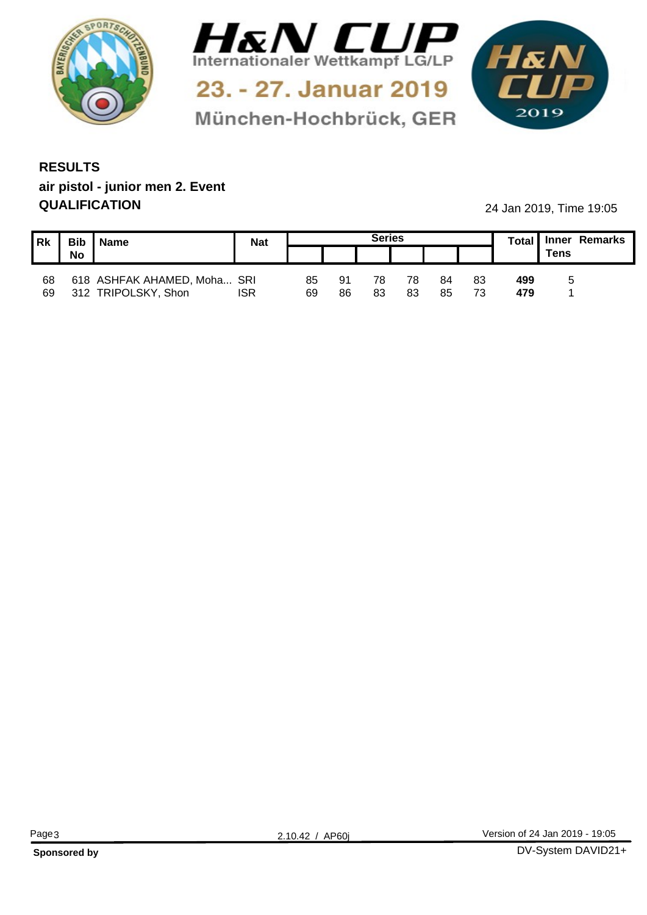H&N CUP

Internationaler Wettkampf LG/LP

23. - 27. Januar 2019

München-Hochbrück, GER

## RESULTS
## air pistol - junior men 2. Event
## QUALIFICATION

24 Jan 2019, Time 19:05

| Rk | Bib No | Name | Nat | Series | | | | | | Total | Inner Tens | Remarks |
|---|---|---|---|---|---|---|---|---|---|---|---|---|
| 68 | 618 | ASHFAK AHAMED, Moha... | SRI | 85 | 91 | 78 | 78 | 84 | 83 | **499** | 5 | |
| 69 | 312 | TRIPOLSKY, Shon | ISR | 69 | 86 | 83 | 83 | 85 | 73 | **479** | 1 | |

2.10.42 / AP60j

Version of 24 Jan 2019 - 19:05

**Sponsored by**

DV-System DAVID21+